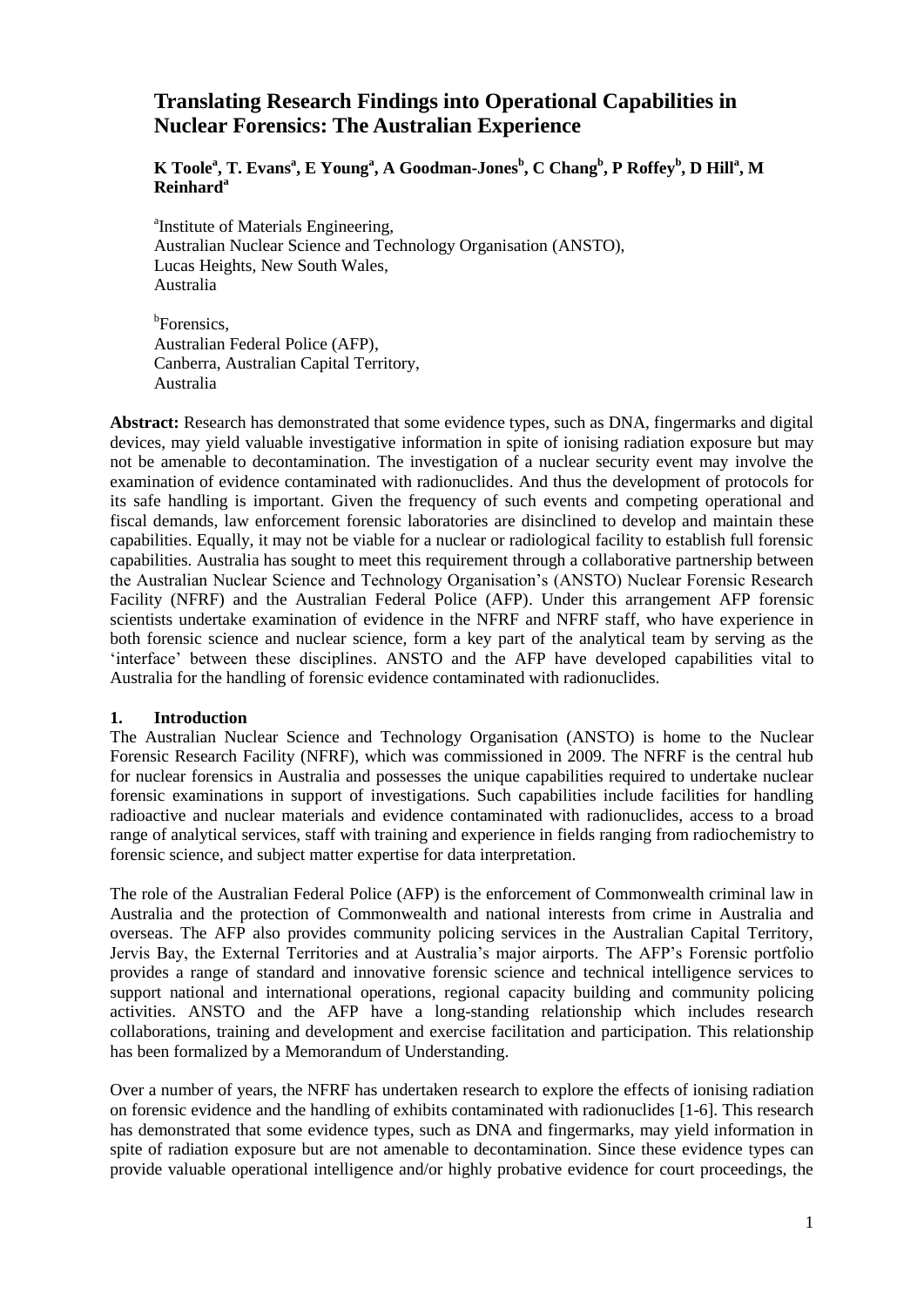# Translating Research Findings into Operational Capabilities in Nuclear Forensics: The Australian Experience

**K Toole[a], T. Evans[a], E Young[a], A Goodman-Jones[b], C Chang[b], P Roffey[b], D Hill[a], M Reinhard[a]**

[a]Institute of Materials Engineering,
Australian Nuclear Science and Technology Organisation (ANSTO),
Lucas Heights, New South Wales,
Australia

[b]Forensics,
Australian Federal Police (AFP),
Canberra, Australian Capital Territory,
Australia

**Abstract:** Research has demonstrated that some evidence types, such as DNA, fingermarks and digital devices, may yield valuable investigative information in spite of ionising radiation exposure but may not be amenable to decontamination. The investigation of a nuclear security event may involve the examination of evidence contaminated with radionuclides. And thus the development of protocols for its safe handling is important. Given the frequency of such events and competing operational and fiscal demands, law enforcement forensic laboratories are disinclined to develop and maintain these capabilities. Equally, it may not be viable for a nuclear or radiological facility to establish full forensic capabilities. Australia has sought to meet this requirement through a collaborative partnership between the Australian Nuclear Science and Technology Organisation's (ANSTO) Nuclear Forensic Research Facility (NFRF) and the Australian Federal Police (AFP). Under this arrangement AFP forensic scientists undertake examination of evidence in the NFRF and NFRF staff, who have experience in both forensic science and nuclear science, form a key part of the analytical team by serving as the 'interface' between these disciplines. ANSTO and the AFP have developed capabilities vital to Australia for the handling of forensic evidence contaminated with radionuclides.

## 1. Introduction

The Australian Nuclear Science and Technology Organisation (ANSTO) is home to the Nuclear Forensic Research Facility (NFRF), which was commissioned in 2009. The NFRF is the central hub for nuclear forensics in Australia and possesses the unique capabilities required to undertake nuclear forensic examinations in support of investigations. Such capabilities include facilities for handling radioactive and nuclear materials and evidence contaminated with radionuclides, access to a broad range of analytical services, staff with training and experience in fields ranging from radiochemistry to forensic science, and subject matter expertise for data interpretation.

The role of the Australian Federal Police (AFP) is the enforcement of Commonwealth criminal law in Australia and the protection of Commonwealth and national interests from crime in Australia and overseas. The AFP also provides community policing services in the Australian Capital Territory, Jervis Bay, the External Territories and at Australia's major airports. The AFP's Forensic portfolio provides a range of standard and innovative forensic science and technical intelligence services to support national and international operations, regional capacity building and community policing activities. ANSTO and the AFP have a long-standing relationship which includes research collaborations, training and development and exercise facilitation and participation. This relationship has been formalized by a Memorandum of Understanding.

Over a number of years, the NFRF has undertaken research to explore the effects of ionising radiation on forensic evidence and the handling of exhibits contaminated with radionuclides [1-6]. This research has demonstrated that some evidence types, such as DNA and fingermarks, may yield information in spite of radiation exposure but are not amenable to decontamination. Since these evidence types can provide valuable operational intelligence and/or highly probative evidence for court proceedings, the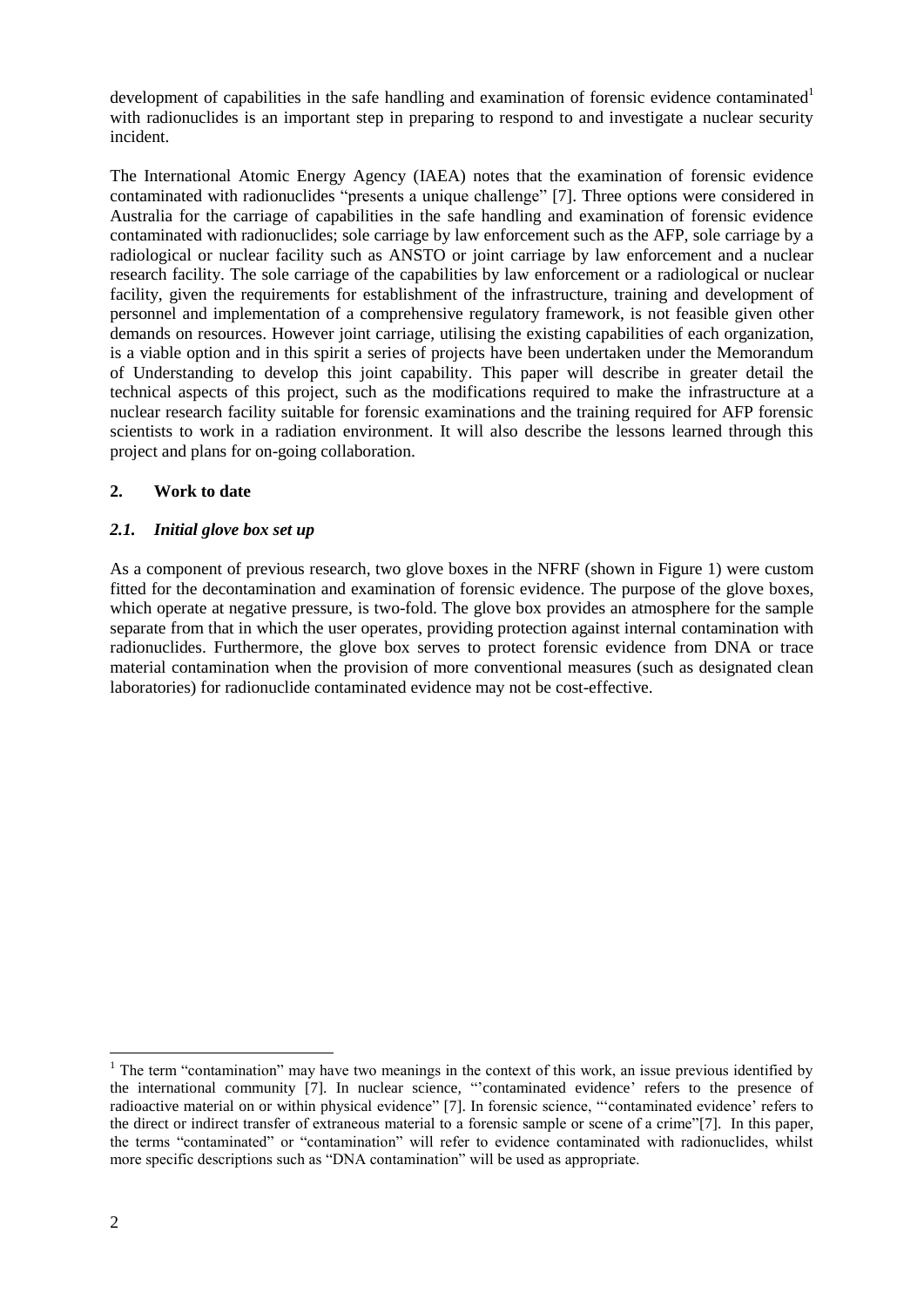development of capabilities in the safe handling and examination of forensic evidence contaminated[1] with radionuclides is an important step in preparing to respond to and investigate a nuclear security incident.

The International Atomic Energy Agency (IAEA) notes that the examination of forensic evidence contaminated with radionuclides "presents a unique challenge" [7]. Three options were considered in Australia for the carriage of capabilities in the safe handling and examination of forensic evidence contaminated with radionuclides; sole carriage by law enforcement such as the AFP, sole carriage by a radiological or nuclear facility such as ANSTO or joint carriage by law enforcement and a nuclear research facility. The sole carriage of the capabilities by law enforcement or a radiological or nuclear facility, given the requirements for establishment of the infrastructure, training and development of personnel and implementation of a comprehensive regulatory framework, is not feasible given other demands on resources. However joint carriage, utilising the existing capabilities of each organization, is a viable option and in this spirit a series of projects have been undertaken under the Memorandum of Understanding to develop this joint capability. This paper will describe in greater detail the technical aspects of this project, such as the modifications required to make the infrastructure at a nuclear research facility suitable for forensic examinations and the training required for AFP forensic scientists to work in a radiation environment. It will also describe the lessons learned through this project and plans for on-going collaboration.

## 2. Work to date

### *2.1. Initial glove box set up*

As a component of previous research, two glove boxes in the NFRF (shown in Figure 1) were custom fitted for the decontamination and examination of forensic evidence. The purpose of the glove boxes, which operate at negative pressure, is two-fold. The glove box provides an atmosphere for the sample separate from that in which the user operates, providing protection against internal contamination with radionuclides. Furthermore, the glove box serves to protect forensic evidence from DNA or trace material contamination when the provision of more conventional measures (such as designated clean laboratories) for radionuclide contaminated evidence may not be cost-effective.

---

[1] The term "contamination" may have two meanings in the context of this work, an issue previous identified by the international community [7]. In nuclear science, "'contaminated evidence' refers to the presence of radioactive material on or within physical evidence" [7]. In forensic science, "'contaminated evidence' refers to the direct or indirect transfer of extraneous material to a forensic sample or scene of a crime"[7]. In this paper, the terms "contaminated" or "contamination" will refer to evidence contaminated with radionuclides, whilst more specific descriptions such as "DNA contamination" will be used as appropriate.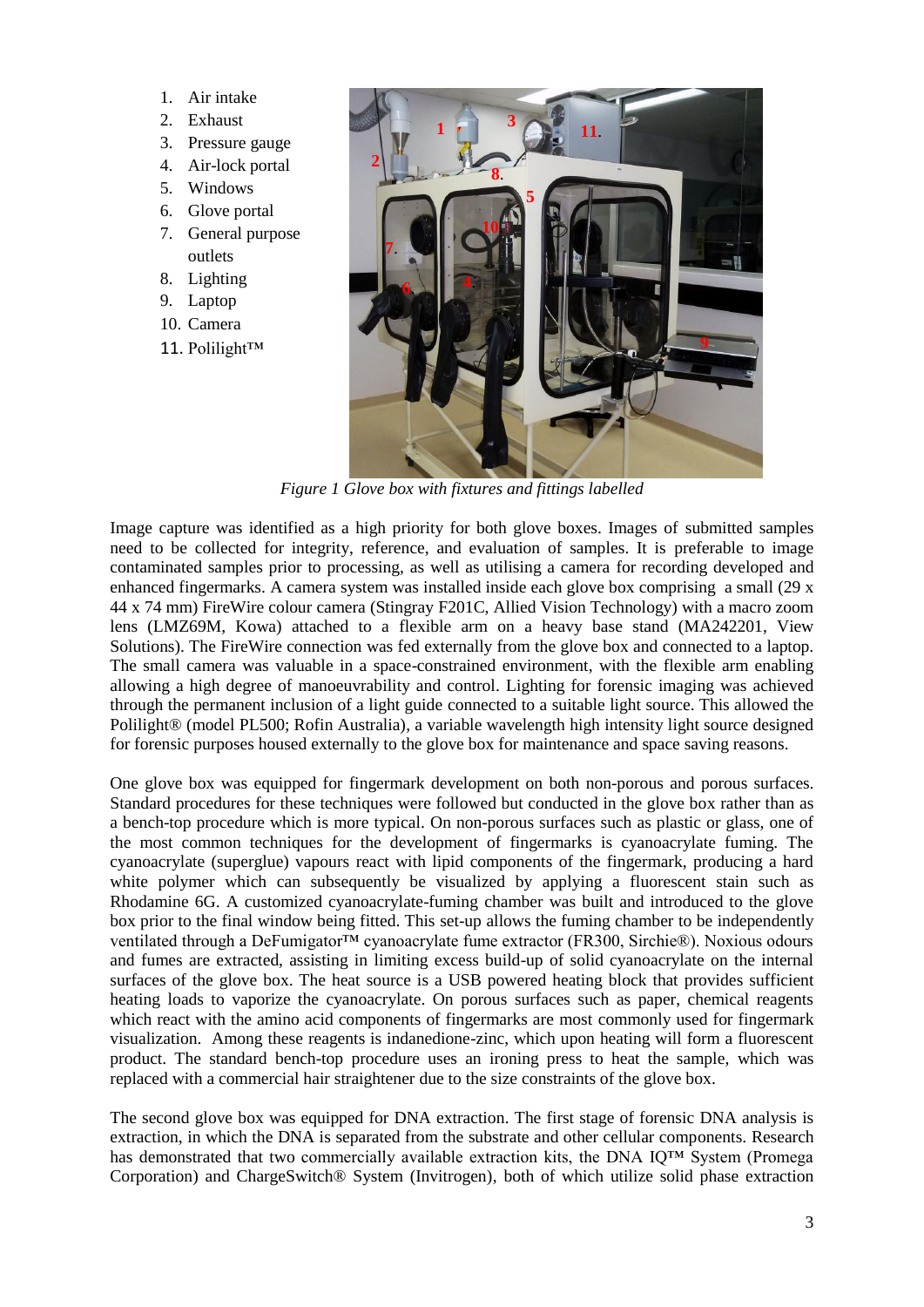1. Air intake
2. Exhaust
3. Pressure gauge
4. Air-lock portal
5. Windows
6. Glove portal
7. General purpose outlets
8. Lighting
9. Laptop
10. Camera
11. Polilight™

*Figure 1 Glove box with fixtures and fittings labelled*

Image capture was identified as a high priority for both glove boxes. Images of submitted samples need to be collected for integrity, reference, and evaluation of samples. It is preferable to image contaminated samples prior to processing, as well as utilising a camera for recording developed and enhanced fingermarks. A camera system was installed inside each glove box comprising a small (29 x 44 x 74 mm) FireWire colour camera (Stingray F201C, Allied Vision Technology) with a macro zoom lens (LMZ69M, Kowa) attached to a flexible arm on a heavy base stand (MA242201, View Solutions). The FireWire connection was fed externally from the glove box and connected to a laptop. The small camera was valuable in a space-constrained environment, with the flexible arm enabling allowing a high degree of manoeuvrability and control. Lighting for forensic imaging was achieved through the permanent inclusion of a light guide connected to a suitable light source. This allowed the Polilight® (model PL500; Rofin Australia), a variable wavelength high intensity light source designed for forensic purposes housed externally to the glove box for maintenance and space saving reasons.

One glove box was equipped for fingermark development on both non-porous and porous surfaces. Standard procedures for these techniques were followed but conducted in the glove box rather than as a bench-top procedure which is more typical. On non-porous surfaces such as plastic or glass, one of the most common techniques for the development of fingermarks is cyanoacrylate fuming. The cyanoacrylate (superglue) vapours react with lipid components of the fingermark, producing a hard white polymer which can subsequently be visualized by applying a fluorescent stain such as Rhodamine 6G. A customized cyanoacrylate-fuming chamber was built and introduced to the glove box prior to the final window being fitted. This set-up allows the fuming chamber to be independently ventilated through a DeFumigator™ cyanoacrylate fume extractor (FR300, Sirchie®). Noxious odours and fumes are extracted, assisting in limiting excess build-up of solid cyanoacrylate on the internal surfaces of the glove box. The heat source is a USB powered heating block that provides sufficient heating loads to vaporize the cyanoacrylate. On porous surfaces such as paper, chemical reagents which react with the amino acid components of fingermarks are most commonly used for fingermark visualization. Among these reagents is indanedione-zinc, which upon heating will form a fluorescent product. The standard bench-top procedure uses an ironing press to heat the sample, which was replaced with a commercial hair straightener due to the size constraints of the glove box.

The second glove box was equipped for DNA extraction. The first stage of forensic DNA analysis is extraction, in which the DNA is separated from the substrate and other cellular components. Research has demonstrated that two commercially available extraction kits, the DNA IQ™ System (Promega Corporation) and ChargeSwitch® System (Invitrogen), both of which utilize solid phase extraction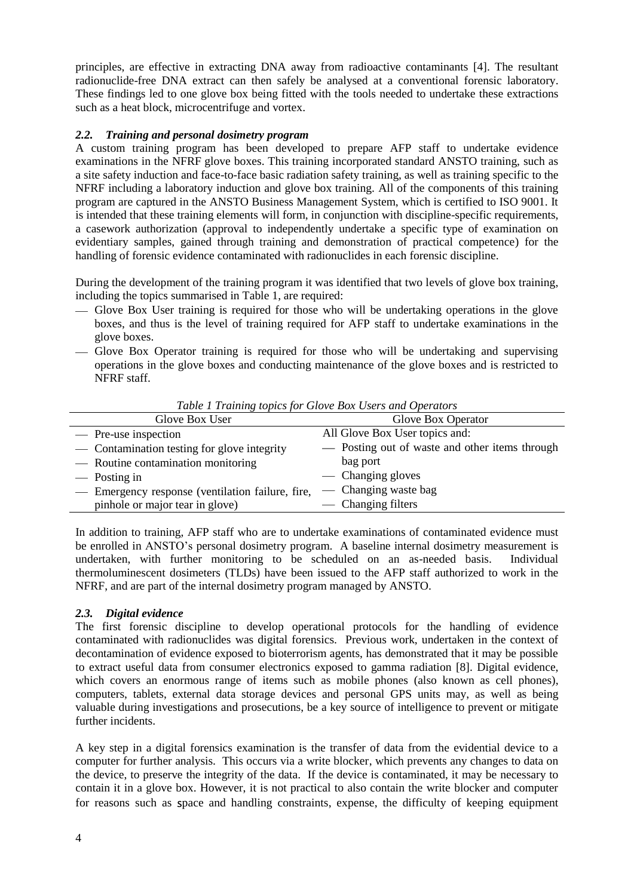principles, are effective in extracting DNA away from radioactive contaminants [4]. The resultant radionuclide-free DNA extract can then safely be analysed at a conventional forensic laboratory. These findings led to one glove box being fitted with the tools needed to undertake these extractions such as a heat block, microcentrifuge and vortex.

### *2.2. Training and personal dosimetry program*

A custom training program has been developed to prepare AFP staff to undertake evidence examinations in the NFRF glove boxes. This training incorporated standard ANSTO training, such as a site safety induction and face-to-face basic radiation safety training, as well as training specific to the NFRF including a laboratory induction and glove box training. All of the components of this training program are captured in the ANSTO Business Management System, which is certified to ISO 9001. It is intended that these training elements will form, in conjunction with discipline-specific requirements, a casework authorization (approval to independently undertake a specific type of examination on evidentiary samples, gained through training and demonstration of practical competence) for the handling of forensic evidence contaminated with radionuclides in each forensic discipline.

During the development of the training program it was identified that two levels of glove box training, including the topics summarised in Table 1, are required:

- Glove Box User training is required for those who will be undertaking operations in the glove boxes, and thus is the level of training required for AFP staff to undertake examinations in the glove boxes.
- Glove Box Operator training is required for those who will be undertaking and supervising operations in the glove boxes and conducting maintenance of the glove boxes and is restricted to NFRF staff.

*Table 1 Training topics for Glove Box Users and Operators*

| Glove Box User | Glove Box Operator |
|---|---|
| — Pre-use inspection<br>— Contamination testing for glove integrity<br>— Routine contamination monitoring<br>— Posting in<br>— Emergency response (ventilation failure, fire, pinhole or major tear in glove) | All Glove Box User topics and:<br>— Posting out of waste and other items through bag port<br>— Changing gloves<br>— Changing waste bag<br>— Changing filters |

In addition to training, AFP staff who are to undertake examinations of contaminated evidence must be enrolled in ANSTO's personal dosimetry program. A baseline internal dosimetry measurement is undertaken, with further monitoring to be scheduled on an as-needed basis. Individual thermoluminescent dosimeters (TLDs) have been issued to the AFP staff authorized to work in the NFRF, and are part of the internal dosimetry program managed by ANSTO.

### *2.3. Digital evidence*

The first forensic discipline to develop operational protocols for the handling of evidence contaminated with radionuclides was digital forensics. Previous work, undertaken in the context of decontamination of evidence exposed to bioterrorism agents, has demonstrated that it may be possible to extract useful data from consumer electronics exposed to gamma radiation [8]. Digital evidence, which covers an enormous range of items such as mobile phones (also known as cell phones), computers, tablets, external data storage devices and personal GPS units may, as well as being valuable during investigations and prosecutions, be a key source of intelligence to prevent or mitigate further incidents.

A key step in a digital forensics examination is the transfer of data from the evidential device to a computer for further analysis. This occurs via a write blocker, which prevents any changes to data on the device, to preserve the integrity of the data. If the device is contaminated, it may be necessary to contain it in a glove box. However, it is not practical to also contain the write blocker and computer for reasons such as space and handling constraints, expense, the difficulty of keeping equipment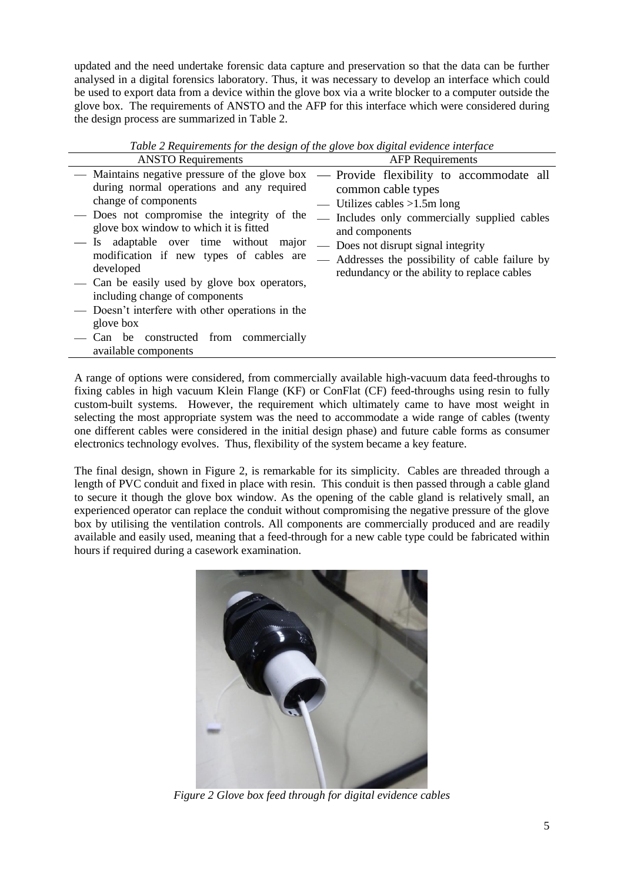updated and the need undertake forensic data capture and preservation so that the data can be further analysed in a digital forensics laboratory. Thus, it was necessary to develop an interface which could be used to export data from a device within the glove box via a write blocker to a computer outside the glove box. The requirements of ANSTO and the AFP for this interface which were considered during the design process are summarized in Table 2.

*Table 2 Requirements for the design of the glove box digital evidence interface*

| ANSTO Requirements | AFP Requirements |
| --- | --- |
| — Maintains negative pressure of the glove box during normal operations and any required change of components<br>— Does not compromise the integrity of the glove box window to which it is fitted<br>— Is adaptable over time without major modification if new types of cables are developed<br>— Can be easily used by glove box operators, including change of components<br>— Doesn't interfere with other operations in the glove box<br>— Can be constructed from commercially available components | — Provide flexibility to accommodate all common cable types<br>— Utilizes cables >1.5m long<br>— Includes only commercially supplied cables and components<br>— Does not disrupt signal integrity<br>— Addresses the possibility of cable failure by redundancy or the ability to replace cables |

A range of options were considered, from commercially available high-vacuum data feed-throughs to fixing cables in high vacuum Klein Flange (KF) or ConFlat (CF) feed-throughs using resin to fully custom-built systems. However, the requirement which ultimately came to have most weight in selecting the most appropriate system was the need to accommodate a wide range of cables (twenty one different cables were considered in the initial design phase) and future cable forms as consumer electronics technology evolves. Thus, flexibility of the system became a key feature.

The final design, shown in Figure 2, is remarkable for its simplicity. Cables are threaded through a length of PVC conduit and fixed in place with resin. This conduit is then passed through a cable gland to secure it though the glove box window. As the opening of the cable gland is relatively small, an experienced operator can replace the conduit without compromising the negative pressure of the glove box by utilising the ventilation controls. All components are commercially produced and are readily available and easily used, meaning that a feed-through for a new cable type could be fabricated within hours if required during a casework examination.

*Figure 2 Glove box feed through for digital evidence cables*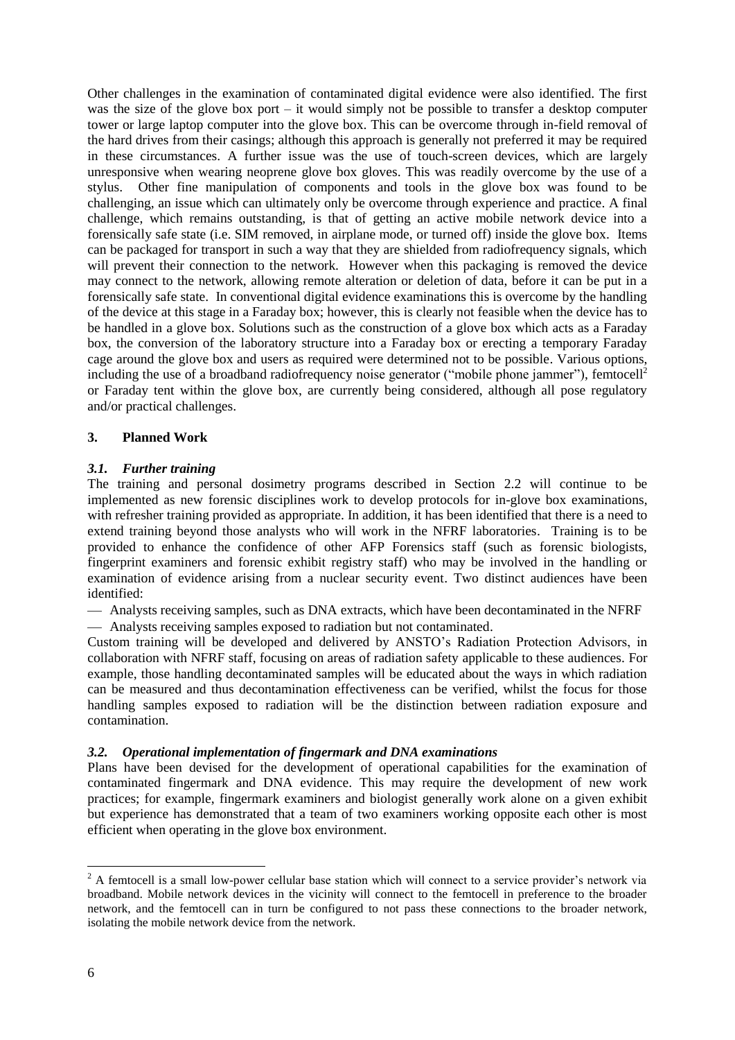Other challenges in the examination of contaminated digital evidence were also identified. The first was the size of the glove box port – it would simply not be possible to transfer a desktop computer tower or large laptop computer into the glove box. This can be overcome through in-field removal of the hard drives from their casings; although this approach is generally not preferred it may be required in these circumstances. A further issue was the use of touch-screen devices, which are largely unresponsive when wearing neoprene glove box gloves. This was readily overcome by the use of a stylus. Other fine manipulation of components and tools in the glove box was found to be challenging, an issue which can ultimately only be overcome through experience and practice. A final challenge, which remains outstanding, is that of getting an active mobile network device into a forensically safe state (i.e. SIM removed, in airplane mode, or turned off) inside the glove box. Items can be packaged for transport in such a way that they are shielded from radiofrequency signals, which will prevent their connection to the network. However when this packaging is removed the device may connect to the network, allowing remote alteration or deletion of data, before it can be put in a forensically safe state. In conventional digital evidence examinations this is overcome by the handling of the device at this stage in a Faraday box; however, this is clearly not feasible when the device has to be handled in a glove box. Solutions such as the construction of a glove box which acts as a Faraday box, the conversion of the laboratory structure into a Faraday box or erecting a temporary Faraday cage around the glove box and users as required were determined not to be possible. Various options, including the use of a broadband radiofrequency noise generator ("mobile phone jammer"), femtocell[2] or Faraday tent within the glove box, are currently being considered, although all pose regulatory and/or practical challenges.

## 3. Planned Work

### *3.1. Further training*

The training and personal dosimetry programs described in Section 2.2 will continue to be implemented as new forensic disciplines work to develop protocols for in-glove box examinations, with refresher training provided as appropriate. In addition, it has been identified that there is a need to extend training beyond those analysts who will work in the NFRF laboratories. Training is to be provided to enhance the confidence of other AFP Forensics staff (such as forensic biologists, fingerprint examiners and forensic exhibit registry staff) who may be involved in the handling or examination of evidence arising from a nuclear security event. Two distinct audiences have been identified:

- Analysts receiving samples, such as DNA extracts, which have been decontaminated in the NFRF
- Analysts receiving samples exposed to radiation but not contaminated.

Custom training will be developed and delivered by ANSTO's Radiation Protection Advisors, in collaboration with NFRF staff, focusing on areas of radiation safety applicable to these audiences. For example, those handling decontaminated samples will be educated about the ways in which radiation can be measured and thus decontamination effectiveness can be verified, whilst the focus for those handling samples exposed to radiation will be the distinction between radiation exposure and contamination.

### *3.2. Operational implementation of fingermark and DNA examinations*

Plans have been devised for the development of operational capabilities for the examination of contaminated fingermark and DNA evidence. This may require the development of new work practices; for example, fingermark examiners and biologist generally work alone on a given exhibit but experience has demonstrated that a team of two examiners working opposite each other is most efficient when operating in the glove box environment.

[2] A femtocell is a small low-power cellular base station which will connect to a service provider's network via broadband. Mobile network devices in the vicinity will connect to the femtocell in preference to the broader network, and the femtocell can in turn be configured to not pass these connections to the broader network, isolating the mobile network device from the network.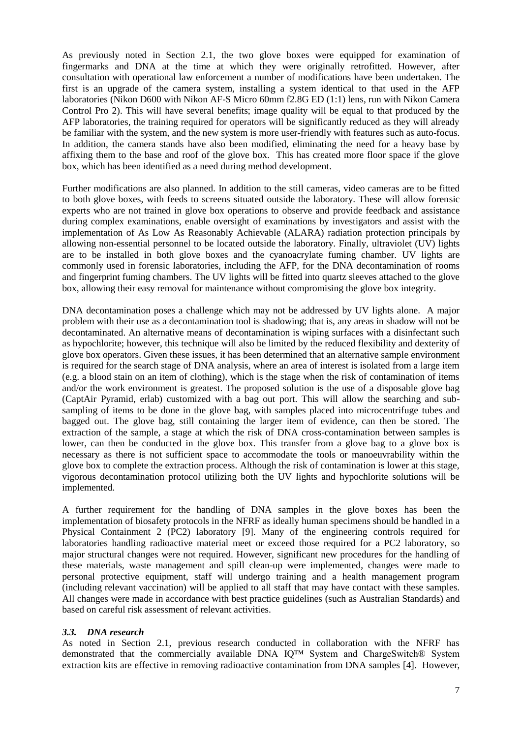As previously noted in Section 2.1, the two glove boxes were equipped for examination of fingermarks and DNA at the time at which they were originally retrofitted. However, after consultation with operational law enforcement a number of modifications have been undertaken. The first is an upgrade of the camera system, installing a system identical to that used in the AFP laboratories (Nikon D600 with Nikon AF-S Micro 60mm f2.8G ED (1:1) lens, run with Nikon Camera Control Pro 2). This will have several benefits; image quality will be equal to that produced by the AFP laboratories, the training required for operators will be significantly reduced as they will already be familiar with the system, and the new system is more user-friendly with features such as auto-focus. In addition, the camera stands have also been modified, eliminating the need for a heavy base by affixing them to the base and roof of the glove box. This has created more floor space if the glove box, which has been identified as a need during method development.

Further modifications are also planned. In addition to the still cameras, video cameras are to be fitted to both glove boxes, with feeds to screens situated outside the laboratory. These will allow forensic experts who are not trained in glove box operations to observe and provide feedback and assistance during complex examinations, enable oversight of examinations by investigators and assist with the implementation of As Low As Reasonably Achievable (ALARA) radiation protection principals by allowing non-essential personnel to be located outside the laboratory. Finally, ultraviolet (UV) lights are to be installed in both glove boxes and the cyanoacrylate fuming chamber. UV lights are commonly used in forensic laboratories, including the AFP, for the DNA decontamination of rooms and fingerprint fuming chambers. The UV lights will be fitted into quartz sleeves attached to the glove box, allowing their easy removal for maintenance without compromising the glove box integrity.

DNA decontamination poses a challenge which may not be addressed by UV lights alone. A major problem with their use as a decontamination tool is shadowing; that is, any areas in shadow will not be decontaminated. An alternative means of decontamination is wiping surfaces with a disinfectant such as hypochlorite; however, this technique will also be limited by the reduced flexibility and dexterity of glove box operators. Given these issues, it has been determined that an alternative sample environment is required for the search stage of DNA analysis, where an area of interest is isolated from a large item (e.g. a blood stain on an item of clothing), which is the stage when the risk of contamination of items and/or the work environment is greatest. The proposed solution is the use of a disposable glove bag (CaptAir Pyramid, erlab) customized with a bag out port. This will allow the searching and sub-sampling of items to be done in the glove bag, with samples placed into microcentrifuge tubes and bagged out. The glove bag, still containing the larger item of evidence, can then be stored. The extraction of the sample, a stage at which the risk of DNA cross-contamination between samples is lower, can then be conducted in the glove box. This transfer from a glove bag to a glove box is necessary as there is not sufficient space to accommodate the tools or manoeuvrability within the glove box to complete the extraction process. Although the risk of contamination is lower at this stage, vigorous decontamination protocol utilizing both the UV lights and hypochlorite solutions will be implemented.

A further requirement for the handling of DNA samples in the glove boxes has been the implementation of biosafety protocols in the NFRF as ideally human specimens should be handled in a Physical Containment 2 (PC2) laboratory [9]. Many of the engineering controls required for laboratories handling radioactive material meet or exceed those required for a PC2 laboratory, so major structural changes were not required. However, significant new procedures for the handling of these materials, waste management and spill clean-up were implemented, changes were made to personal protective equipment, staff will undergo training and a health management program (including relevant vaccination) will be applied to all staff that may have contact with these samples. All changes were made in accordance with best practice guidelines (such as Australian Standards) and based on careful risk assessment of relevant activities.

### *3.3. DNA research*

As noted in Section 2.1, previous research conducted in collaboration with the NFRF has demonstrated that the commercially available DNA IQ™ System and ChargeSwitch® System extraction kits are effective in removing radioactive contamination from DNA samples [4]. However,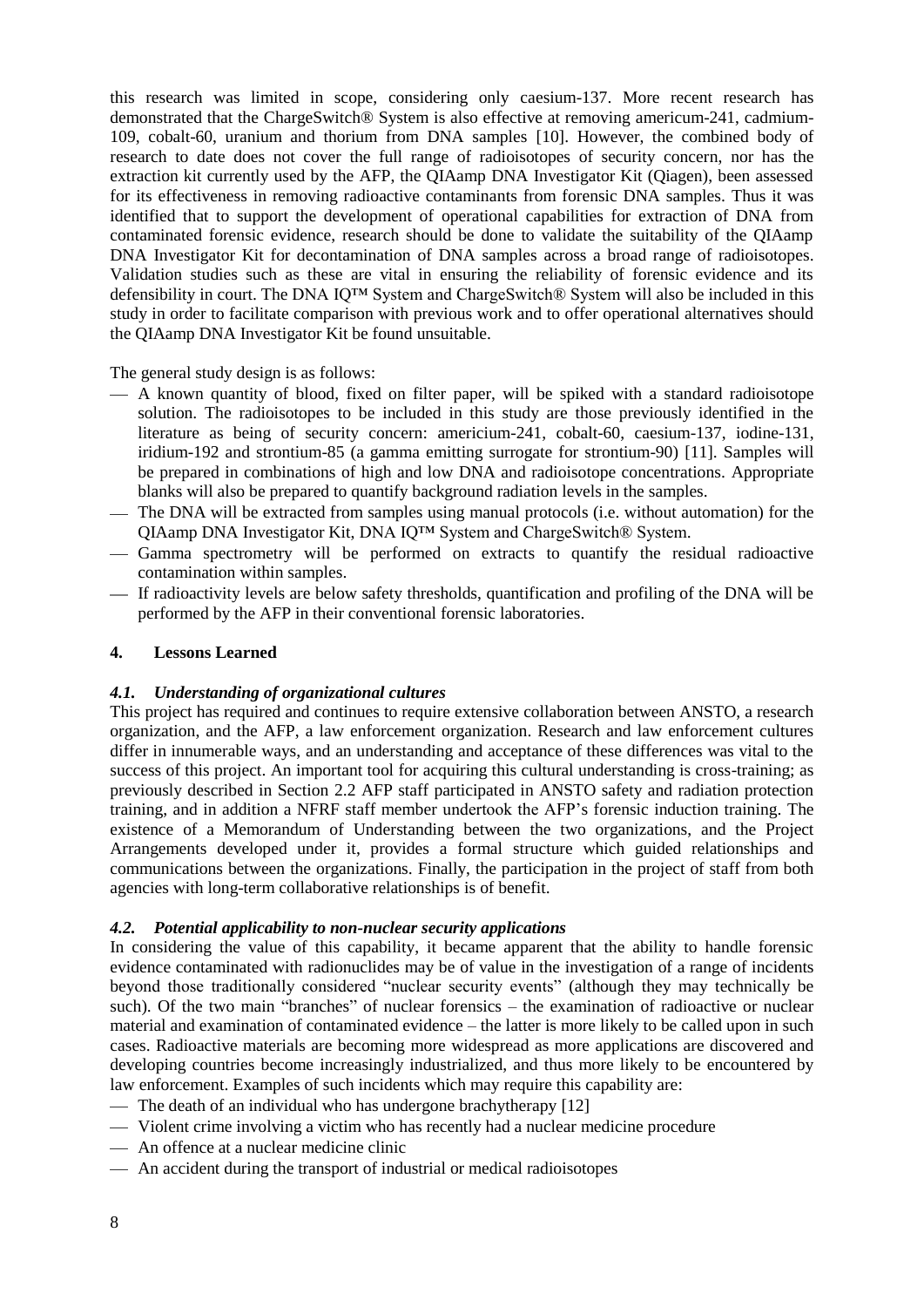this research was limited in scope, considering only caesium-137. More recent research has demonstrated that the ChargeSwitch® System is also effective at removing americum-241, cadmium-109, cobalt-60, uranium and thorium from DNA samples [10]. However, the combined body of research to date does not cover the full range of radioisotopes of security concern, nor has the extraction kit currently used by the AFP, the QIAamp DNA Investigator Kit (Qiagen), been assessed for its effectiveness in removing radioactive contaminants from forensic DNA samples. Thus it was identified that to support the development of operational capabilities for extraction of DNA from contaminated forensic evidence, research should be done to validate the suitability of the QIAamp DNA Investigator Kit for decontamination of DNA samples across a broad range of radioisotopes. Validation studies such as these are vital in ensuring the reliability of forensic evidence and its defensibility in court. The DNA IQ™ System and ChargeSwitch® System will also be included in this study in order to facilitate comparison with previous work and to offer operational alternatives should the QIAamp DNA Investigator Kit be found unsuitable.

The general study design is as follows:

- A known quantity of blood, fixed on filter paper, will be spiked with a standard radioisotope solution. The radioisotopes to be included in this study are those previously identified in the literature as being of security concern: americium-241, cobalt-60, caesium-137, iodine-131, iridium-192 and strontium-85 (a gamma emitting surrogate for strontium-90) [11]. Samples will be prepared in combinations of high and low DNA and radioisotope concentrations. Appropriate blanks will also be prepared to quantify background radiation levels in the samples.
- The DNA will be extracted from samples using manual protocols (i.e. without automation) for the QIAamp DNA Investigator Kit, DNA IQ™ System and ChargeSwitch® System.
- Gamma spectrometry will be performed on extracts to quantify the residual radioactive contamination within samples.
- If radioactivity levels are below safety thresholds, quantification and profiling of the DNA will be performed by the AFP in their conventional forensic laboratories.

## 4. Lessons Learned

### *4.1. Understanding of organizational cultures*

This project has required and continues to require extensive collaboration between ANSTO, a research organization, and the AFP, a law enforcement organization. Research and law enforcement cultures differ in innumerable ways, and an understanding and acceptance of these differences was vital to the success of this project. An important tool for acquiring this cultural understanding is cross-training; as previously described in Section 2.2 AFP staff participated in ANSTO safety and radiation protection training, and in addition a NFRF staff member undertook the AFP's forensic induction training. The existence of a Memorandum of Understanding between the two organizations, and the Project Arrangements developed under it, provides a formal structure which guided relationships and communications between the organizations. Finally, the participation in the project of staff from both agencies with long-term collaborative relationships is of benefit.

### *4.2. Potential applicability to non-nuclear security applications*

In considering the value of this capability, it became apparent that the ability to handle forensic evidence contaminated with radionuclides may be of value in the investigation of a range of incidents beyond those traditionally considered "nuclear security events" (although they may technically be such). Of the two main "branches" of nuclear forensics – the examination of radioactive or nuclear material and examination of contaminated evidence – the latter is more likely to be called upon in such cases. Radioactive materials are becoming more widespread as more applications are discovered and developing countries become increasingly industrialized, and thus more likely to be encountered by law enforcement. Examples of such incidents which may require this capability are:

- The death of an individual who has undergone brachytherapy [12]
- Violent crime involving a victim who has recently had a nuclear medicine procedure
- An offence at a nuclear medicine clinic
- An accident during the transport of industrial or medical radioisotopes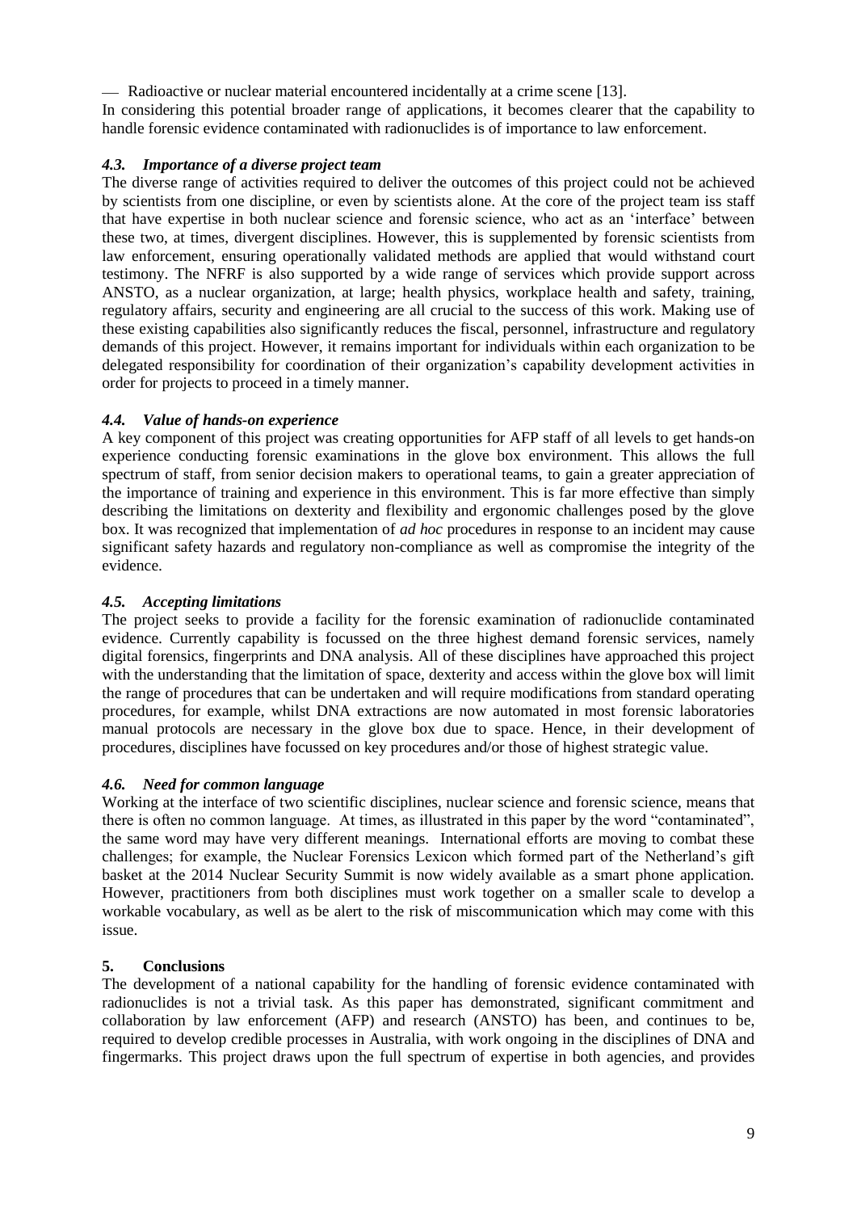— Radioactive or nuclear material encountered incidentally at a crime scene [13].

In considering this potential broader range of applications, it becomes clearer that the capability to handle forensic evidence contaminated with radionuclides is of importance to law enforcement.

### *4.3. Importance of a diverse project team*

The diverse range of activities required to deliver the outcomes of this project could not be achieved by scientists from one discipline, or even by scientists alone. At the core of the project team iss staff that have expertise in both nuclear science and forensic science, who act as an 'interface' between these two, at times, divergent disciplines. However, this is supplemented by forensic scientists from law enforcement, ensuring operationally validated methods are applied that would withstand court testimony. The NFRF is also supported by a wide range of services which provide support across ANSTO, as a nuclear organization, at large; health physics, workplace health and safety, training, regulatory affairs, security and engineering are all crucial to the success of this work. Making use of these existing capabilities also significantly reduces the fiscal, personnel, infrastructure and regulatory demands of this project. However, it remains important for individuals within each organization to be delegated responsibility for coordination of their organization's capability development activities in order for projects to proceed in a timely manner.

### *4.4. Value of hands-on experience*

A key component of this project was creating opportunities for AFP staff of all levels to get hands-on experience conducting forensic examinations in the glove box environment. This allows the full spectrum of staff, from senior decision makers to operational teams, to gain a greater appreciation of the importance of training and experience in this environment. This is far more effective than simply describing the limitations on dexterity and flexibility and ergonomic challenges posed by the glove box. It was recognized that implementation of *ad hoc* procedures in response to an incident may cause significant safety hazards and regulatory non-compliance as well as compromise the integrity of the evidence.

### *4.5. Accepting limitations*

The project seeks to provide a facility for the forensic examination of radionuclide contaminated evidence. Currently capability is focussed on the three highest demand forensic services, namely digital forensics, fingerprints and DNA analysis. All of these disciplines have approached this project with the understanding that the limitation of space, dexterity and access within the glove box will limit the range of procedures that can be undertaken and will require modifications from standard operating procedures, for example, whilst DNA extractions are now automated in most forensic laboratories manual protocols are necessary in the glove box due to space. Hence, in their development of procedures, disciplines have focussed on key procedures and/or those of highest strategic value.

### *4.6. Need for common language*

Working at the interface of two scientific disciplines, nuclear science and forensic science, means that there is often no common language. At times, as illustrated in this paper by the word "contaminated", the same word may have very different meanings. International efforts are moving to combat these challenges; for example, the Nuclear Forensics Lexicon which formed part of the Netherland's gift basket at the 2014 Nuclear Security Summit is now widely available as a smart phone application. However, practitioners from both disciplines must work together on a smaller scale to develop a workable vocabulary, as well as be alert to the risk of miscommunication which may come with this issue.

## 5. Conclusions

The development of a national capability for the handling of forensic evidence contaminated with radionuclides is not a trivial task. As this paper has demonstrated, significant commitment and collaboration by law enforcement (AFP) and research (ANSTO) has been, and continues to be, required to develop credible processes in Australia, with work ongoing in the disciplines of DNA and fingermarks. This project draws upon the full spectrum of expertise in both agencies, and provides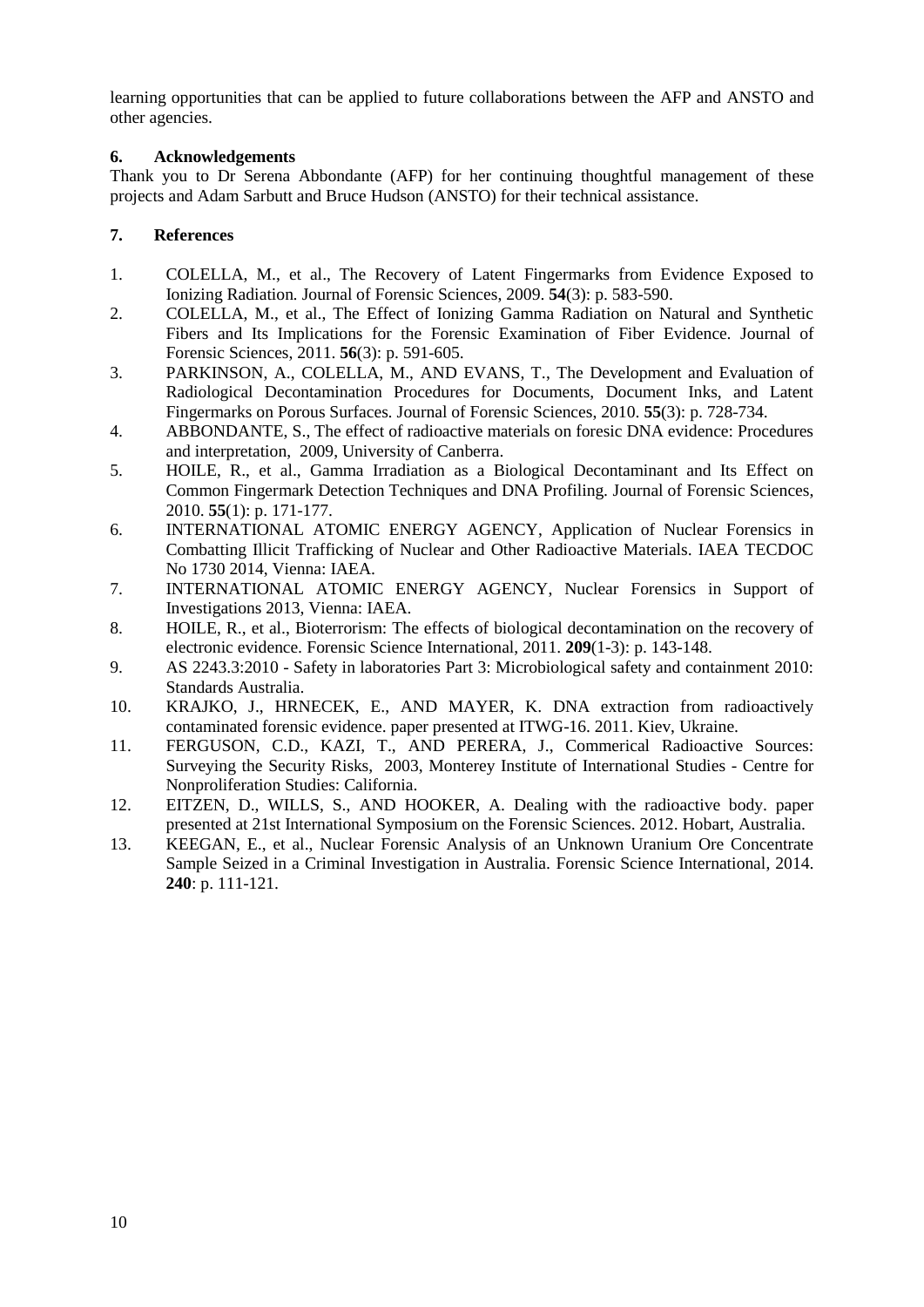learning opportunities that can be applied to future collaborations between the AFP and ANSTO and other agencies.

## 6. Acknowledgements

Thank you to Dr Serena Abbondante (AFP) for her continuing thoughtful management of these projects and Adam Sarbutt and Bruce Hudson (ANSTO) for their technical assistance.

## 7. References

1. COLELLA, M., et al., The Recovery of Latent Fingermarks from Evidence Exposed to Ionizing Radiation. Journal of Forensic Sciences, 2009. **54**(3): p. 583-590.
2. COLELLA, M., et al., The Effect of Ionizing Gamma Radiation on Natural and Synthetic Fibers and Its Implications for the Forensic Examination of Fiber Evidence. Journal of Forensic Sciences, 2011. **56**(3): p. 591-605.
3. PARKINSON, A., COLELLA, M., AND EVANS, T., The Development and Evaluation of Radiological Decontamination Procedures for Documents, Document Inks, and Latent Fingermarks on Porous Surfaces. Journal of Forensic Sciences, 2010. **55**(3): p. 728-734.
4. ABBONDANTE, S., The effect of radioactive materials on foresic DNA evidence: Procedures and interpretation, 2009, University of Canberra.
5. HOILE, R., et al., Gamma Irradiation as a Biological Decontaminant and Its Effect on Common Fingermark Detection Techniques and DNA Profiling. Journal of Forensic Sciences, 2010. **55**(1): p. 171-177.
6. INTERNATIONAL ATOMIC ENERGY AGENCY, Application of Nuclear Forensics in Combatting Illicit Trafficking of Nuclear and Other Radioactive Materials. IAEA TECDOC No 1730 2014, Vienna: IAEA.
7. INTERNATIONAL ATOMIC ENERGY AGENCY, Nuclear Forensics in Support of Investigations 2013, Vienna: IAEA.
8. HOILE, R., et al., Bioterrorism: The effects of biological decontamination on the recovery of electronic evidence. Forensic Science International, 2011. **209**(1-3): p. 143-148.
9. AS 2243.3:2010 - Safety in laboratories Part 3: Microbiological safety and containment 2010: Standards Australia.
10. KRAJKO, J., HRNECEK, E., AND MAYER, K. DNA extraction from radioactively contaminated forensic evidence. paper presented at ITWG-16. 2011. Kiev, Ukraine.
11. FERGUSON, C.D., KAZI, T., AND PERERA, J., Commerical Radioactive Sources: Surveying the Security Risks, 2003, Monterey Institute of International Studies - Centre for Nonproliferation Studies: California.
12. EITZEN, D., WILLS, S., AND HOOKER, A. Dealing with the radioactive body. paper presented at 21st International Symposium on the Forensic Sciences. 2012. Hobart, Australia.
13. KEEGAN, E., et al., Nuclear Forensic Analysis of an Unknown Uranium Ore Concentrate Sample Seized in a Criminal Investigation in Australia. Forensic Science International, 2014. **240**: p. 111-121.